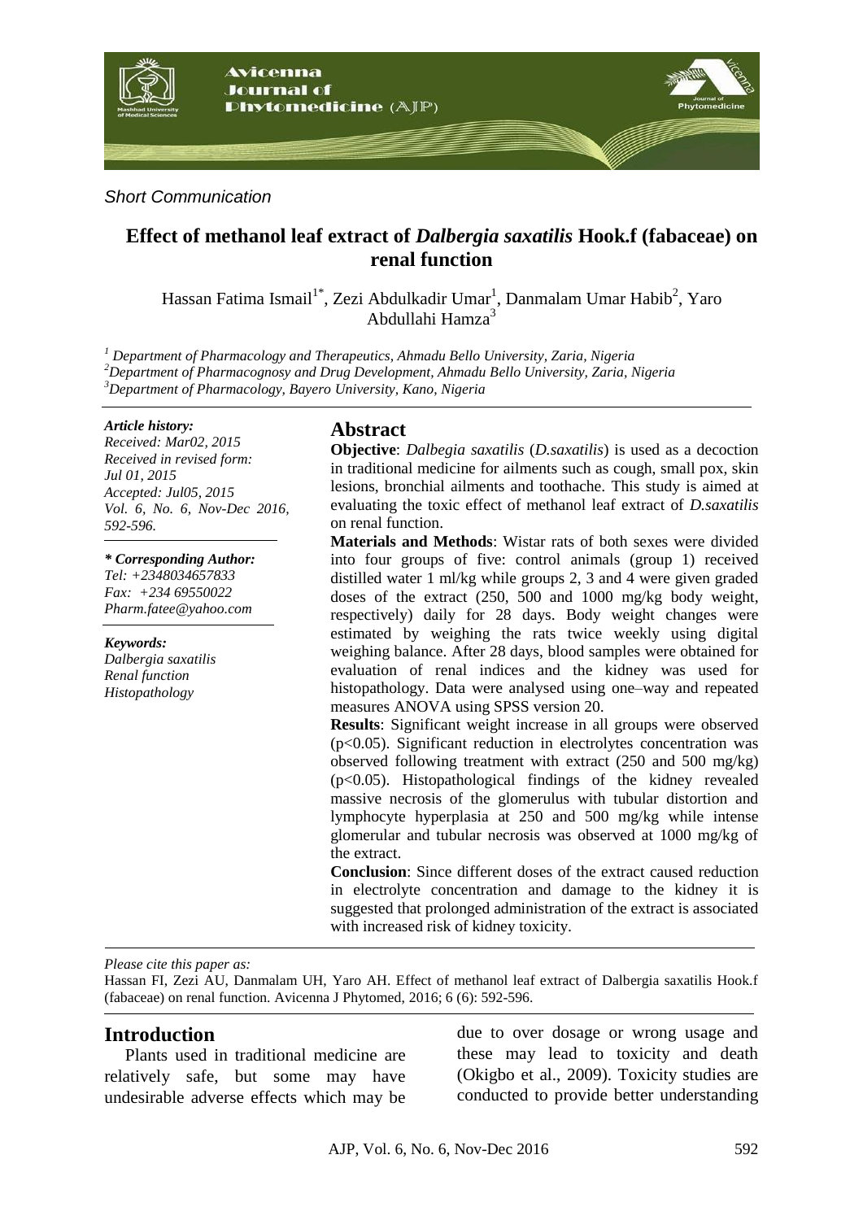*Short Communication*

# Effect of methanol leaf extract of *Dalbergia saxatilis* Hook.f (fabaceae) on renal function

Hassan Fatima Ismail[1*], Zezi Abdulkadir Umar[1], Danmalam Umar Habib[2], Yaro Abdullahi Hamza[3]

[1] *Department of Pharmacology and Therapeutics, Ahmadu Bello University, Zaria, Nigeria*
[2] *Department of Pharmacognosy and Drug Development, Ahmadu Bello University, Zaria, Nigeria*
[3] *Department of Pharmacology, Bayero University, Kano, Nigeria*

***Article history:***
*Received: Mar02, 2015*
*Received in revised form: Jul 01, 2015*
*Accepted: Jul05, 2015*
*Vol. 6, No. 6, Nov-Dec 2016, 592-596.*

***\* Corresponding Author:***
*Tel: +2348034657833*
*Fax: +234 69550022*
*Pharm.fatee@yahoo.com*

***Keywords:***
*Dalbergia saxatilis*
*Renal function*
*Histopathology*

## Abstract

**Objective**: *Dalbegia saxatilis* (*D.saxatilis*) is used as a decoction in traditional medicine for ailments such as cough, small pox, skin lesions, bronchial ailments and toothache. This study is aimed at evaluating the toxic effect of methanol leaf extract of *D.saxatilis* on renal function.

**Materials and Methods**: Wistar rats of both sexes were divided into four groups of five: control animals (group 1) received distilled water 1 ml/kg while groups 2, 3 and 4 were given graded doses of the extract (250, 500 and 1000 mg/kg body weight, respectively) daily for 28 days. Body weight changes were estimated by weighing the rats twice weekly using digital weighing balance. After 28 days, blood samples were obtained for evaluation of renal indices and the kidney was used for histopathology. Data were analysed using one–way and repeated measures ANOVA using SPSS version 20.

**Results**: Significant weight increase in all groups were observed ($p<0.05$). Significant reduction in electrolytes concentration was observed following treatment with extract (250 and 500 mg/kg) ($p<0.05$). Histopathological findings of the kidney revealed massive necrosis of the glomerulus with tubular distortion and lymphocyte hyperplasia at 250 and 500 mg/kg while intense glomerular and tubular necrosis was observed at 1000 mg/kg of the extract.

**Conclusion**: Since different doses of the extract caused reduction in electrolyte concentration and damage to the kidney it is suggested that prolonged administration of the extract is associated with increased risk of kidney toxicity.

*Please cite this paper as:*
Hassan FI, Zezi AU, Danmalam UH, Yaro AH. Effect of methanol leaf extract of Dalbergia saxatilis Hook.f (fabaceae) on renal function. Avicenna J Phytomed, 2016; 6 (6): 592-596.

## Introduction

Plants used in traditional medicine are relatively safe, but some may have undesirable adverse effects which may be due to over dosage or wrong usage and these may lead to toxicity and death (Okigbo et al., 2009). Toxicity studies are conducted to provide better understanding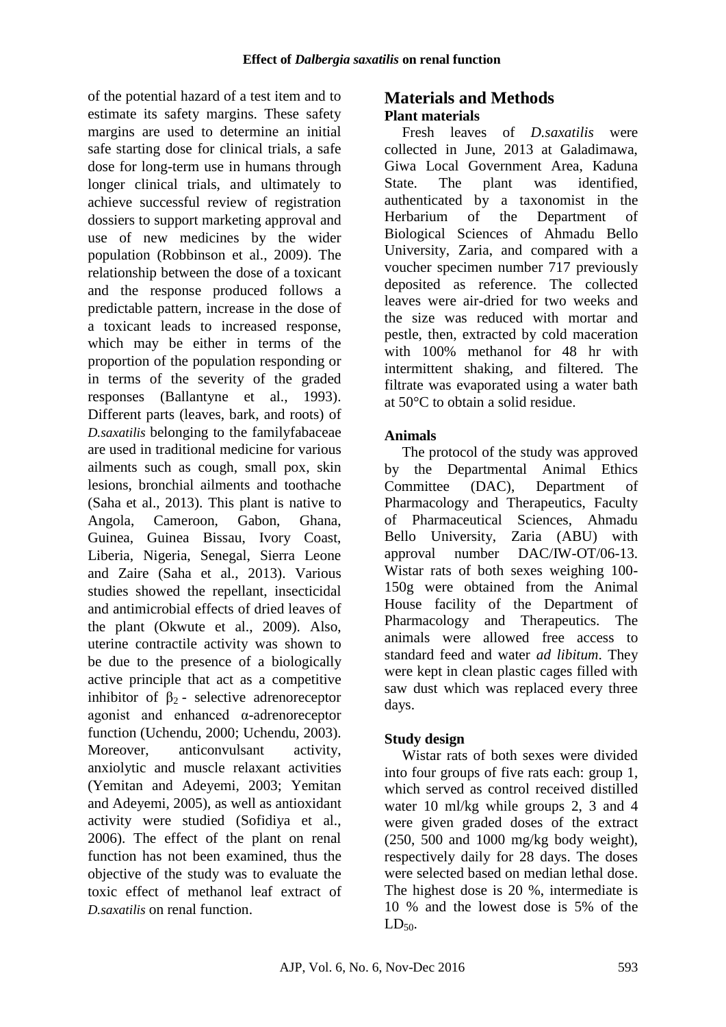of the potential hazard of a test item and to estimate its safety margins. These safety margins are used to determine an initial safe starting dose for clinical trials, a safe dose for long-term use in humans through longer clinical trials, and ultimately to achieve successful review of registration dossiers to support marketing approval and use of new medicines by the wider population (Robbinson et al., 2009). The relationship between the dose of a toxicant and the response produced follows a predictable pattern, increase in the dose of a toxicant leads to increased response, which may be either in terms of the proportion of the population responding or in terms of the severity of the graded responses (Ballantyne et al., 1993). Different parts (leaves, bark, and roots) of *D.saxatilis* belonging to the familyfabaceae are used in traditional medicine for various ailments such as cough, small pox, skin lesions, bronchial ailments and toothache (Saha et al., 2013). This plant is native to Angola, Cameroon, Gabon, Ghana, Guinea, Guinea Bissau, Ivory Coast, Liberia, Nigeria, Senegal, Sierra Leone and Zaire (Saha et al., 2013). Various studies showed the repellant, insecticidal and antimicrobial effects of dried leaves of the plant (Okwute et al., 2009). Also, uterine contractile activity was shown to be due to the presence of a biologically active principle that act as a competitive inhibitor of $\beta_2$ - selective adrenoreceptor agonist and enhanced α-adrenoreceptor function (Uchendu, 2000; Uchendu, 2003). Moreover, anticonvulsant activity, anxiolytic and muscle relaxant activities (Yemitan and Adeyemi, 2003; Yemitan and Adeyemi, 2005), as well as antioxidant activity were studied (Sofidiya et al., 2006). The effect of the plant on renal function has not been examined, thus the objective of the study was to evaluate the toxic effect of methanol leaf extract of *D.saxatilis* on renal function.

## Materials and Methods

### Plant materials

Fresh leaves of *D.saxatilis* were collected in June, 2013 at Galadimawa, Giwa Local Government Area, Kaduna State. The plant was identified, authenticated by a taxonomist in the Herbarium of the Department of Biological Sciences of Ahmadu Bello University, Zaria, and compared with a voucher specimen number 717 previously deposited as reference. The collected leaves were air-dried for two weeks and the size was reduced with mortar and pestle, then, extracted by cold maceration with 100% methanol for 48 hr with intermittent shaking, and filtered. The filtrate was evaporated using a water bath at 50°C to obtain a solid residue.

### Animals

The protocol of the study was approved by the Departmental Animal Ethics Committee (DAC), Department of Pharmacology and Therapeutics, Faculty of Pharmaceutical Sciences, Ahmadu Bello University, Zaria (ABU) with approval number DAC/IW-OT/06-13. Wistar rats of both sexes weighing 100-150g were obtained from the Animal House facility of the Department of Pharmacology and Therapeutics. The animals were allowed free access to standard feed and water *ad libitum*. They were kept in clean plastic cages filled with saw dust which was replaced every three days.

### Study design

Wistar rats of both sexes were divided into four groups of five rats each: group 1, which served as control received distilled water 10 ml/kg while groups 2, 3 and 4 were given graded doses of the extract (250, 500 and 1000 mg/kg body weight), respectively daily for 28 days. The doses were selected based on median lethal dose. The highest dose is 20 %, intermediate is 10 % and the lowest dose is 5% of the $LD_{50}$.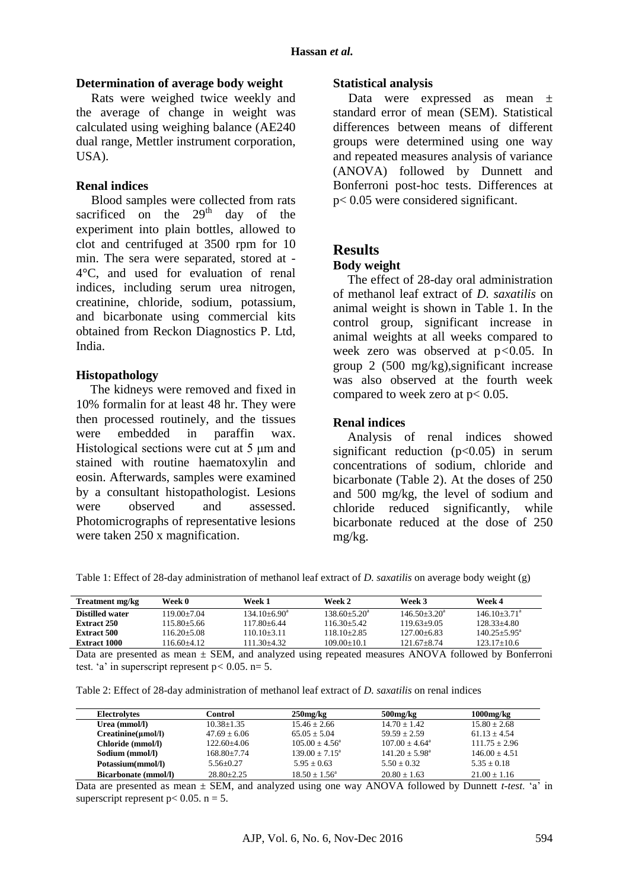### Determination of average body weight

Rats were weighed twice weekly and the average of change in weight was calculated using weighing balance (AE240 dual range, Mettler instrument corporation, USA).

### Renal indices

Blood samples were collected from rats sacrificed on the 29[th] day of the experiment into plain bottles, allowed to clot and centrifuged at 3500 rpm for 10 min. The sera were separated, stored at -4°C, and used for evaluation of renal indices, including serum urea nitrogen, creatinine, chloride, sodium, potassium, and bicarbonate using commercial kits obtained from Reckon Diagnostics P. Ltd, India.

### Histopathology

The kidneys were removed and fixed in 10% formalin for at least 48 hr. They were then processed routinely, and the tissues were embedded in paraffin wax. Histological sections were cut at 5 μm and stained with routine haematoxylin and eosin. Afterwards, samples were examined by a consultant histopathologist. Lesions were observed and assessed. Photomicrographs of representative lesions were taken 250 x magnification.

### Statistical analysis

Data were expressed as mean ± standard error of mean (SEM). Statistical differences between means of different groups were determined using one way and repeated measures analysis of variance (ANOVA) followed by Dunnett and Bonferroni post-hoc tests. Differences at $p < 0.05$ were considered significant.

## Results

### Body weight

The effect of 28-day oral administration of methanol leaf extract of *D. saxatilis* on animal weight is shown in Table 1. In the control group, significant increase in animal weights at all weeks compared to week zero was observed at $p<0.05$. In group 2 (500 mg/kg),significant increase was also observed at the fourth week compared to week zero at $p < 0.05$.

### Renal indices

Analysis of renal indices showed significant reduction ($p<0.05$) in serum concentrations of sodium, chloride and bicarbonate (Table 2). At the doses of 250 and 500 mg/kg, the level of sodium and chloride reduced significantly, while bicarbonate reduced at the dose of 250 mg/kg.

Table 1: Effect of 28-day administration of methanol leaf extract of *D. saxatilis* on average body weight (g)

| Treatment mg/kg | Week 0 | Week 1 | Week 2 | Week 3 | Week 4 |
|---|---|---|---|---|---|
| **Distilled water** | 119.00±7.04 | 134.10±6.90[a] | 138.60±5.20[a] | 146.50±3.20[a] | 146.10±3.71[a] |
| **Extract 250** | 115.80±5.66 | 117.80±6.44 | 116.30±5.42 | 119.63±9.05 | 128.33±4.80 |
| **Extract 500** | 116.20±5.08 | 110.10±3.11 | 118.10±2.85 | 127.00±6.83 | 140.25±5.95[a] |
| **Extract 1000** | 116.60±4.12 | 111.30±4.32 | 109.00±10.1 | 121.67±8.74 | 123.17±10.6 |

Data are presented as mean ± SEM, and analyzed using repeated measures ANOVA followed by Bonferroni test. 'a' in superscript represent $p < 0.05$. n= 5.

Table 2: Effect of 28-day administration of methanol leaf extract of *D. saxatilis* on renal indices

| Electrolytes | Control | 250mg/kg | 500mg/kg | 1000mg/kg |
|---|---|---|---|---|
| **Urea (mmol/l)** | 10.38±1.35 | 15.46 ± 2.66 | 14.70 ± 1.42 | 15.80 ± 2.68 |
| **Creatinine(μmol/l)** | 47.69 ± 6.06 | 65.05 ± 5.04 | 59.59 ± 2.59 | 61.13 ± 4.54 |
| **Chloride (mmol/l)** | 122.60±4.06 | 105.00 ± 4.56[a] | 107.00 ± 4.64[a] | 111.75 ± 2.96 |
| **Sodium (mmol/l)** | 168.80±7.74 | 139.00 ± 7.15[a] | 141.20 ± 5.98[a] | 146.00 ± 4.51 |
| **Potassium(mmol/l)** | 5.56±0.27 | 5.95 ± 0.63 | 5.50 ± 0.32 | 5.35 ± 0.18 |
| **Bicarbonate (mmol/l)** | 28.80±2.25 | 18.50 ± 1.56[a] | 20.80 ± 1.63 | 21.00 ± 1.16 |

Data are presented as mean ± SEM, and analyzed using one way ANOVA followed by Dunnett *t-test*. 'a' in superscript represent $p < 0.05$. n = 5.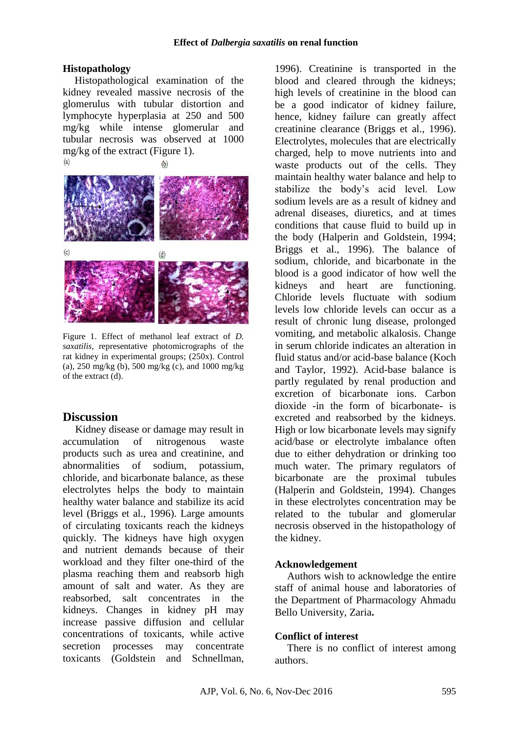### Histopathology

Histopathological examination of the kidney revealed massive necrosis of the glomerulus with tubular distortion and lymphocyte hyperplasia at 250 and 500 mg/kg while intense glomerular and tubular necrosis was observed at 1000 mg/kg of the extract (Figure 1).

Figure 1. Effect of methanol leaf extract of *D. saxatilis*, representative photomicrographs of the rat kidney in experimental groups; (250x). Control (a), 250 mg/kg (b), 500 mg/kg (c), and 1000 mg/kg of the extract (d).

## Discussion

Kidney disease or damage may result in accumulation of nitrogenous waste products such as urea and creatinine, and abnormalities of sodium, potassium, chloride, and bicarbonate balance, as these electrolytes helps the body to maintain healthy water balance and stabilize its acid level (Briggs et al., 1996). Large amounts of circulating toxicants reach the kidneys quickly. The kidneys have high oxygen and nutrient demands because of their workload and they filter one-third of the plasma reaching them and reabsorb high amount of salt and water. As they are reabsorbed, salt concentrates in the kidneys. Changes in kidney pH may increase passive diffusion and cellular concentrations of toxicants, while active secretion processes may concentrate toxicants (Goldstein and Schnellman, 1996). Creatinine is transported in the blood and cleared through the kidneys; high levels of creatinine in the blood can be a good indicator of kidney failure, hence, kidney failure can greatly affect creatinine clearance (Briggs et al., 1996). Electrolytes, molecules that are electrically charged, help to move nutrients into and waste products out of the cells. They maintain healthy water balance and help to stabilize the body's acid level. Low sodium levels are as a result of kidney and adrenal diseases, diuretics, and at times conditions that cause fluid to build up in the body (Halperin and Goldstein, 1994; Briggs et al., 1996). The balance of sodium, chloride, and bicarbonate in the blood is a good indicator of how well the kidneys and heart are functioning. Chloride levels fluctuate with sodium levels low chloride levels can occur as a result of chronic lung disease, prolonged vomiting, and metabolic alkalosis. Change in serum chloride indicates an alteration in fluid status and/or acid-base balance (Koch and Taylor, 1992). Acid-base balance is partly regulated by renal production and excretion of bicarbonate ions. Carbon dioxide -in the form of bicarbonate- is excreted and reabsorbed by the kidneys. High or low bicarbonate levels may signify acid/base or electrolyte imbalance often due to either dehydration or drinking too much water. The primary regulators of bicarbonate are the proximal tubules (Halperin and Goldstein, 1994). Changes in these electrolytes concentration may be related to the tubular and glomerular necrosis observed in the histopathology of the kidney.

### Acknowledgement

Authors wish to acknowledge the entire staff of animal house and laboratories of the Department of Pharmacology Ahmadu Bello University, Zaria**.**

### Conflict of interest

There is no conflict of interest among authors.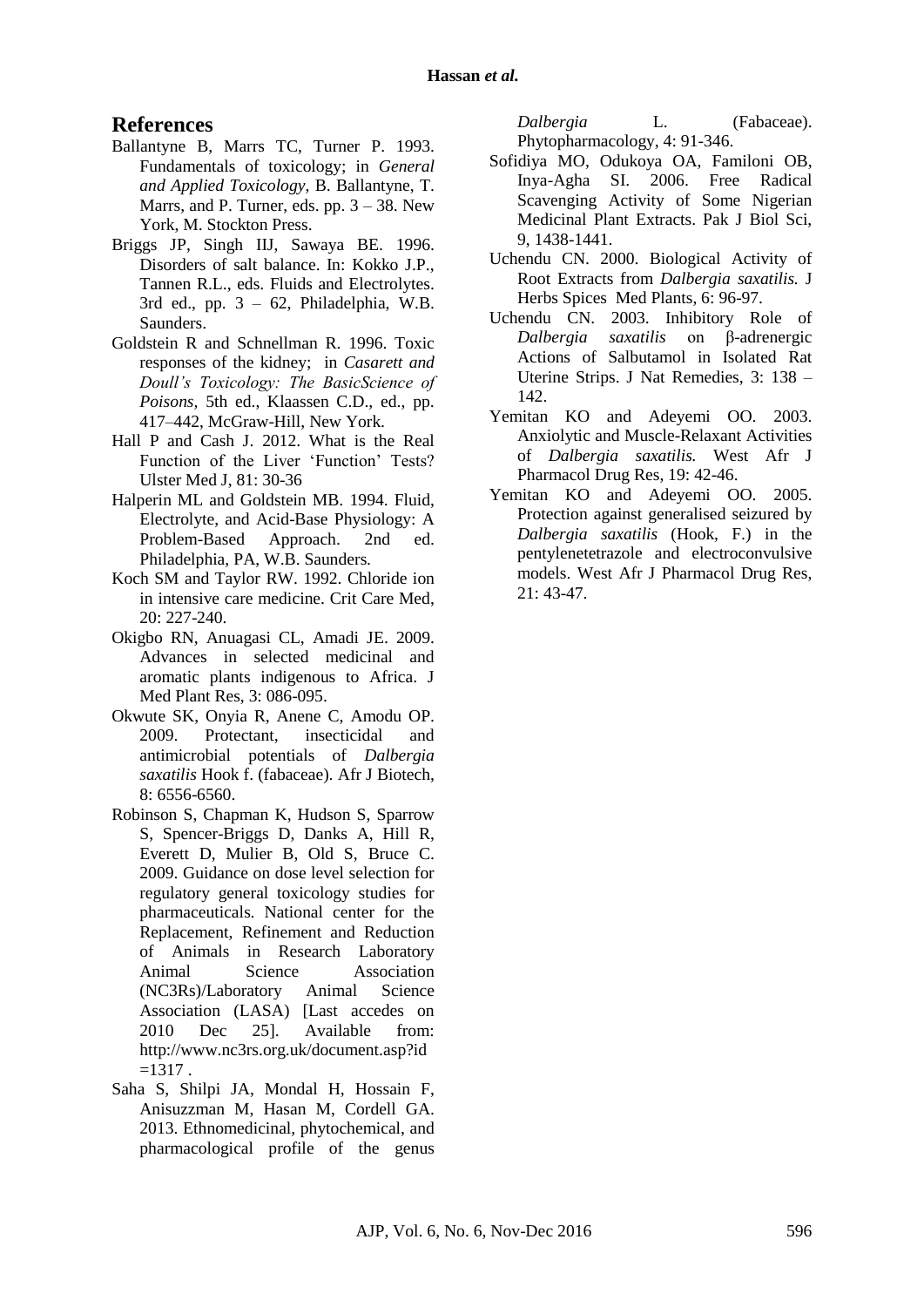## References

Ballantyne B, Marrs TC, Turner P. 1993. Fundamentals of toxicology; in *General and Applied Toxicology*, B. Ballantyne, T. Marrs, and P. Turner, eds. pp. 3 – 38. New York, M. Stockton Press.

Briggs JP, Singh IIJ, Sawaya BE. 1996. Disorders of salt balance. In: Kokko J.P., Tannen R.L., eds. Fluids and Electrolytes. 3rd ed., pp. 3 – 62, Philadelphia, W.B. Saunders.

Goldstein R and Schnellman R. 1996. Toxic responses of the kidney; in *Casarett and Doull's Toxicology: The BasicScience of Poisons*, 5th ed., Klaassen C.D., ed., pp. 417–442, McGraw-Hill, New York.

Hall P and Cash J. 2012. What is the Real Function of the Liver 'Function' Tests? Ulster Med J, 81: 30-36

Halperin ML and Goldstein MB. 1994. Fluid, Electrolyte, and Acid-Base Physiology: A Problem-Based Approach. 2nd ed. Philadelphia, PA, W.B. Saunders.

Koch SM and Taylor RW. 1992. Chloride ion in intensive care medicine. Crit Care Med, 20: 227-240.

Okigbo RN, Anuagasi CL, Amadi JE. 2009. Advances in selected medicinal and aromatic plants indigenous to Africa. J Med Plant Res, 3: 086-095.

Okwute SK, Onyia R, Anene C, Amodu OP. 2009. Protectant, insecticidal and antimicrobial potentials of *Dalbergia saxatilis* Hook f. (fabaceae). Afr J Biotech, 8: 6556-6560.

Robinson S, Chapman K, Hudson S, Sparrow S, Spencer-Briggs D, Danks A, Hill R, Everett D, Mulier B, Old S, Bruce C. 2009. Guidance on dose level selection for regulatory general toxicology studies for pharmaceuticals. National center for the Replacement, Refinement and Reduction of Animals in Research Laboratory Animal Science Association (NC3Rs)/Laboratory Animal Science Association (LASA) [Last accedes on 2010 Dec 25]. Available from: http://www.nc3rs.org.uk/document.asp?id=1317 .

Saha S, Shilpi JA, Mondal H, Hossain F, Anisuzzman M, Hasan M, Cordell GA. 2013. Ethnomedicinal, phytochemical, and pharmacological profile of the genus *Dalbergia* L. (Fabaceae). Phytopharmacology, 4: 91-346.

Sofidiya MO, Odukoya OA, Familoni OB, Inya-Agha SI. 2006. Free Radical Scavenging Activity of Some Nigerian Medicinal Plant Extracts. Pak J Biol Sci, 9, 1438-1441.

Uchendu CN. 2000. Biological Activity of Root Extracts from *Dalbergia saxatilis.* J Herbs Spices Med Plants, 6: 96-97.

Uchendu CN. 2003. Inhibitory Role of *Dalbergia saxatilis* on β-adrenergic Actions of Salbutamol in Isolated Rat Uterine Strips. J Nat Remedies, 3: 138 – 142.

Yemitan KO and Adeyemi OO. 2003. Anxiolytic and Muscle-Relaxant Activities of *Dalbergia saxatilis.* West Afr J Pharmacol Drug Res, 19: 42-46.

Yemitan KO and Adeyemi OO. 2005. Protection against generalised seizured by *Dalbergia saxatilis* (Hook, F.) in the pentylenetetrazole and electroconvulsive models. West Afr J Pharmacol Drug Res, 21: 43-47.